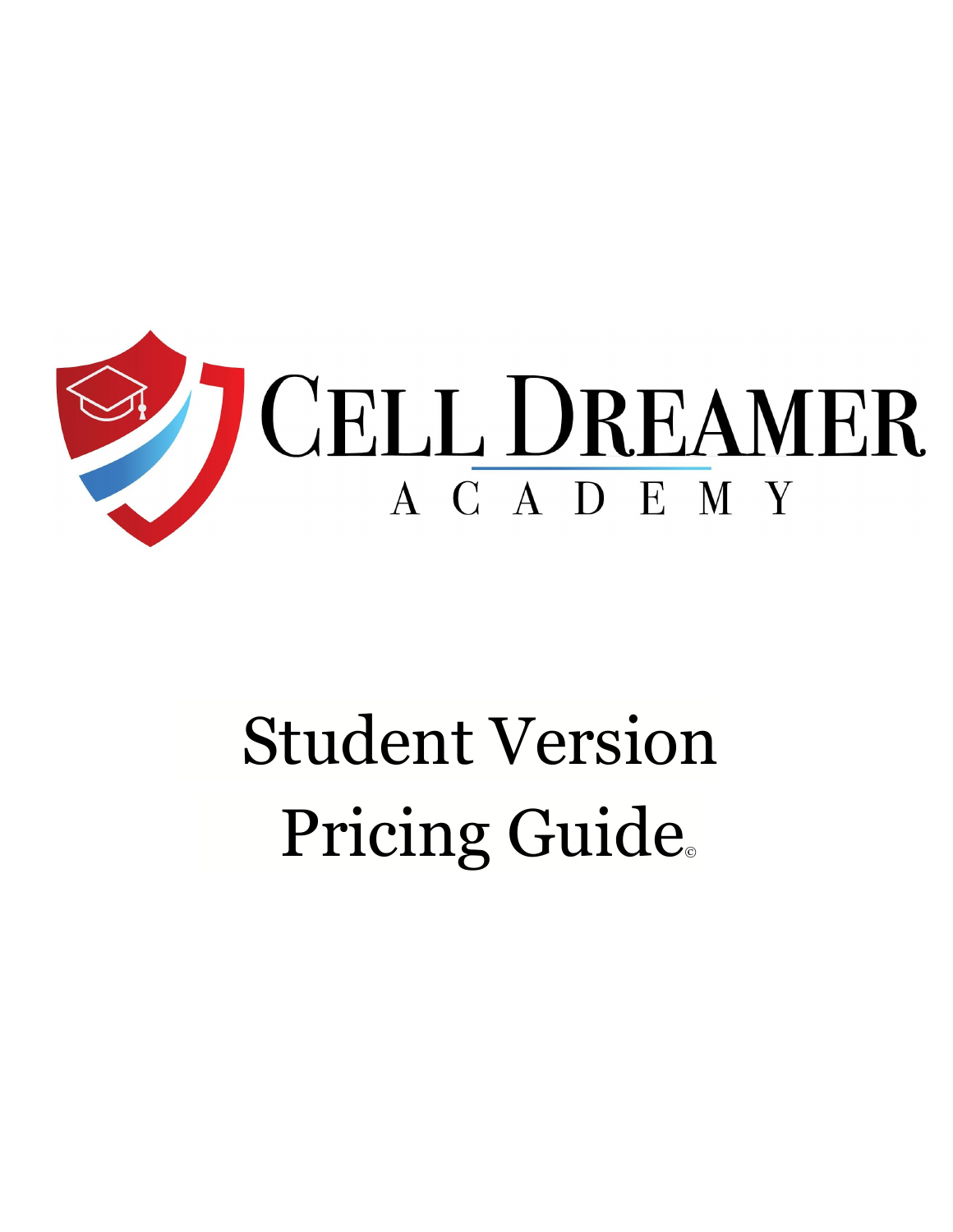# CELL DREAMER ACADEMY

# Student Version Pricing Guide©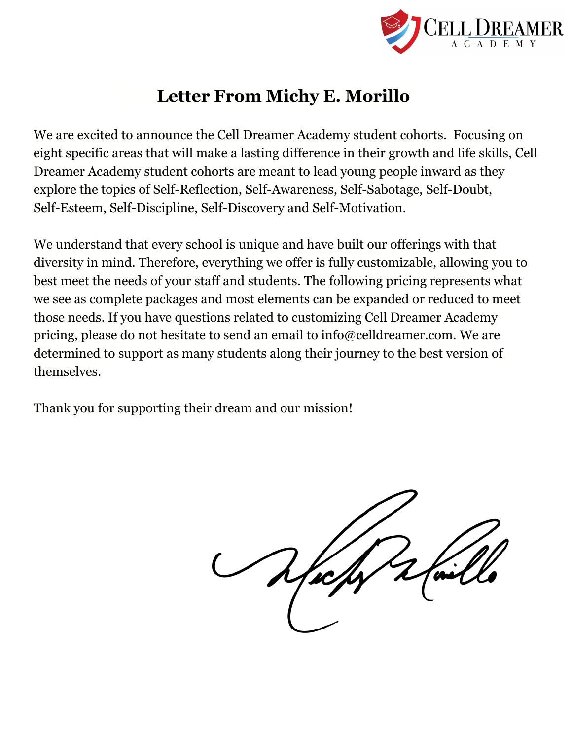# Letter From Michy E. Morillo

We are excited to announce the Cell Dreamer Academy student cohorts. Focusing on eight specific areas that will make a lasting difference in their growth and life skills, Cell Dreamer Academy student cohorts are meant to lead young people inward as they explore the topics of Self-Reflection, Self-Awareness, Self-Sabotage, Self-Doubt, Self-Esteem, Self-Discipline, Self-Discovery and Self-Motivation.

We understand that every school is unique and have built our offerings with that diversity in mind. Therefore, everything we offer is fully customizable, allowing you to best meet the needs of your staff and students. The following pricing represents what we see as complete packages and most elements can be expanded or reduced to meet those needs. If you have questions related to customizing Cell Dreamer Academy pricing, please do not hesitate to send an email to info@celldreamer.com. We are determined to support as many students along their journey to the best version of themselves.

Thank you for supporting their dream and our mission!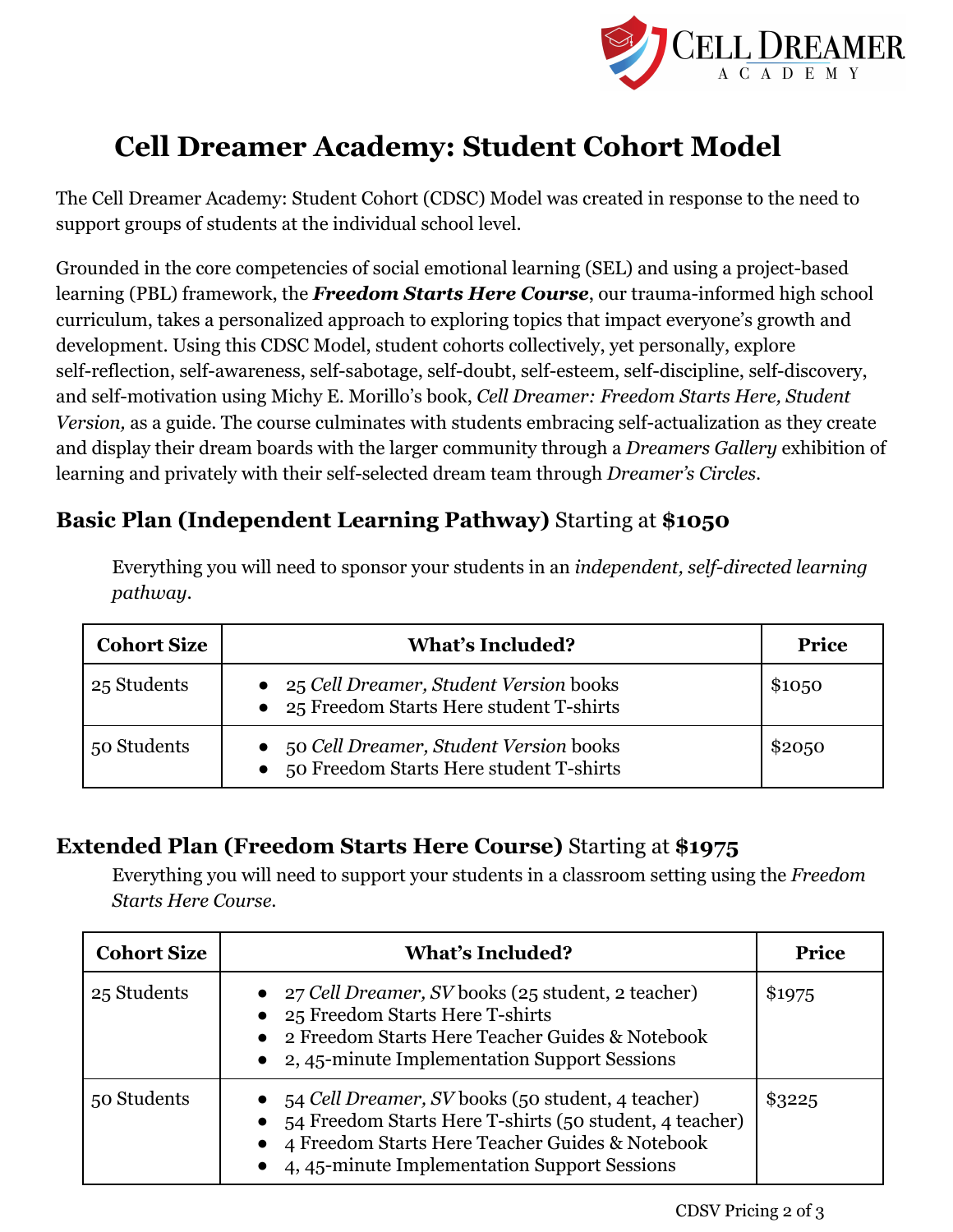# Cell Dreamer Academy: Student Cohort Model

The Cell Dreamer Academy: Student Cohort (CDSC) Model was created in response to the need to support groups of students at the individual school level.

Grounded in the core competencies of social emotional learning (SEL) and using a project-based learning (PBL) framework, the ***Freedom Starts Here Course***, our trauma-informed high school curriculum, takes a personalized approach to exploring topics that impact everyone's growth and development. Using this CDSC Model, student cohorts collectively, yet personally, explore self-reflection, self-awareness, self-sabotage, self-doubt, self-esteem, self-discipline, self-discovery, and self-motivation using Michy E. Morillo's book, *Cell Dreamer: Freedom Starts Here, Student Version,* as a guide. The course culminates with students embracing self-actualization as they create and display their dream boards with the larger community through a *Dreamers Gallery* exhibition of learning and privately with their self-selected dream team through *Dreamer's Circles.*

## **Basic Plan (Independent Learning Pathway)** Starting at **$1050**

Everything you will need to sponsor your students in an *independent, self-directed learning pathway.*

| Cohort Size | What's Included? | Price |
|---|---|---|
| 25 Students | • 25 *Cell Dreamer, Student Version* books<br>• 25 Freedom Starts Here student T-shirts | $1050 |
| 50 Students | • 50 *Cell Dreamer, Student Version* books<br>• 50 Freedom Starts Here student T-shirts | $2050 |

## **Extended Plan (Freedom Starts Here Course)** Starting at **$1975**

Everything you will need to support your students in a classroom setting using the *Freedom Starts Here Course.*

| Cohort Size | What's Included? | Price |
|---|---|---|
| 25 Students | • 27 *Cell Dreamer, SV* books (25 student, 2 teacher)<br>• 25 Freedom Starts Here T-shirts<br>• 2 Freedom Starts Here Teacher Guides & Notebook<br>• 2, 45-minute Implementation Support Sessions | $1975 |
| 50 Students | • 54 *Cell Dreamer, SV* books (50 student, 4 teacher)<br>• 54 Freedom Starts Here T-shirts (50 student, 4 teacher)<br>• 4 Freedom Starts Here Teacher Guides & Notebook<br>• 4, 45-minute Implementation Support Sessions | $3225 |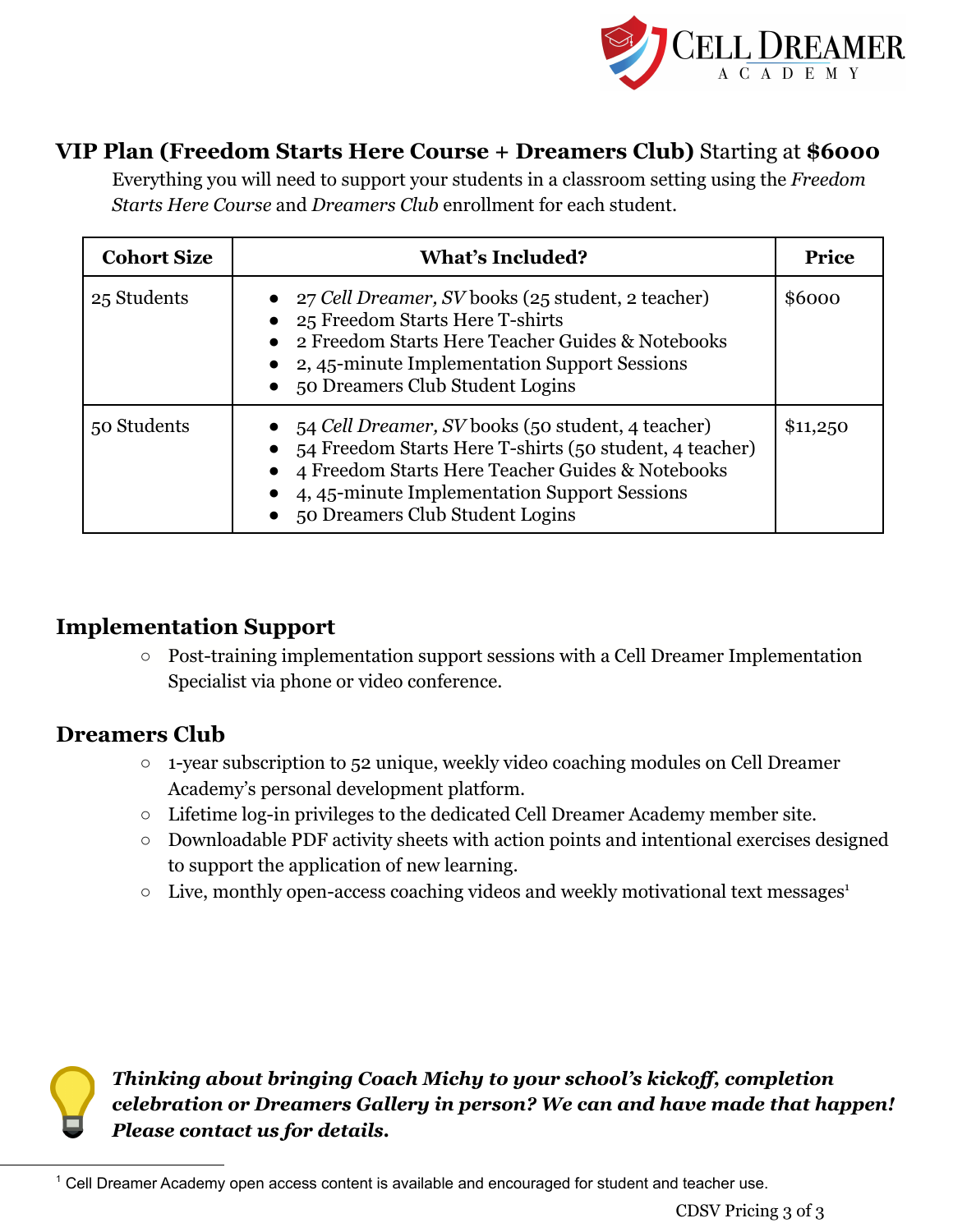## **VIP Plan (Freedom Starts Here Course + Dreamers Club)** Starting at **$6000**

Everything you will need to support your students in a classroom setting using the *Freedom Starts Here Course* and *Dreamers Club* enrollment for each student.

| Cohort Size | What's Included? | Price |
|---|---|---|
| 25 Students | • 27 *Cell Dreamer, SV* books (25 student, 2 teacher)<br>• 25 Freedom Starts Here T-shirts<br>• 2 Freedom Starts Here Teacher Guides & Notebooks<br>• 2, 45-minute Implementation Support Sessions<br>• 50 Dreamers Club Student Logins | $6000 |
| 50 Students | • 54 *Cell Dreamer, SV* books (50 student, 4 teacher)<br>• 54 Freedom Starts Here T-shirts (50 student, 4 teacher)<br>• 4 Freedom Starts Here Teacher Guides & Notebooks<br>• 4, 45-minute Implementation Support Sessions<br>• 50 Dreamers Club Student Logins | $11,250 |

## Implementation Support

- Post-training implementation support sessions with a Cell Dreamer Implementation Specialist via phone or video conference.

## Dreamers Club

- 1-year subscription to 52 unique, weekly video coaching modules on Cell Dreamer Academy's personal development platform.
- Lifetime log-in privileges to the dedicated Cell Dreamer Academy member site.
- Downloadable PDF activity sheets with action points and intentional exercises designed to support the application of new learning.
- Live, monthly open-access coaching videos and weekly motivational text messages[1]

***Thinking about bringing Coach Michy to your school's kickoff, completion celebration or Dreamers Gallery in person? We can and have made that happen! Please contact us for details.***

[1] Cell Dreamer Academy open access content is available and encouraged for student and teacher use.